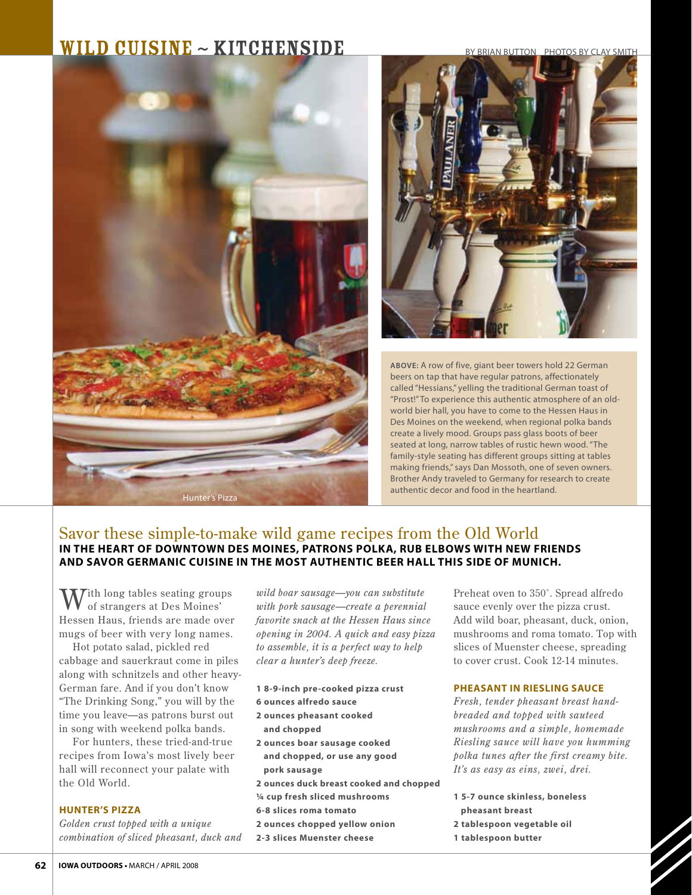# WILD CUISINE ~ KITCHENSIDE

BY BRIAN BUTTON PHOTOS BY CLAY SMITH

Hunter's Pizza

**ABOVE:** A row of five, giant beer towers hold 22 German beers on tap that have regular patrons, affectionately called "Hessians," yelling the traditional German toast of "Prost!" To experience this authentic atmosphere of an old-world bier hall, you have to come to the Hessen Haus in Des Moines on the weekend, when regional polka bands create a lively mood. Groups pass glass boots of beer seated at long, narrow tables of rustic hewn wood. "The family-style seating has different groups sitting at tables making friends," says Dan Mossoth, one of seven owners. Brother Andy traveled to Germany for research to create authentic decor and food in the heartland.

## Savor these simple-to-make wild game recipes from the Old World

**IN THE HEART OF DOWNTOWN DES MOINES, PATRONS POLKA, RUB ELBOWS WITH NEW FRIENDS AND SAVOR GERMANIC CUISINE IN THE MOST AUTHENTIC BEER HALL THIS SIDE OF MUNICH.**

With long tables seating groups of strangers at Des Moines' Hessen Haus, friends are made over mugs of beer with very long names.

Hot potato salad, pickled red cabbage and sauerkraut come in piles along with schnitzels and other heavy-German fare. And if you don't know "The Drinking Song," you will by the time you leave—as patrons burst out in song with weekend polka bands.

For hunters, these tried-and-true recipes from Iowa's most lively beer hall will reconnect your palate with the Old World.

### HUNTER'S PIZZA

*Golden crust topped with a unique combination of sliced pheasant, duck and wild boar sausage—you can substitute with pork sausage—create a perennial favorite snack at the Hessen Haus since opening in 2004. A quick and easy pizza to assemble, it is a perfect way to help clear a hunter's deep freeze.*

**1 8-9-inch pre-cooked pizza crust**
**6 ounces alfredo sauce**
**2 ounces pheasant cooked and chopped**
**2 ounces boar sausage cooked and chopped, or use any good pork sausage**
**2 ounces duck breast cooked and chopped**
**¼ cup fresh sliced mushrooms**
**6-8 slices roma tomato**
**2 ounces chopped yellow onion**
**2-3 slices Muenster cheese**

Preheat oven to 350˚. Spread alfredo sauce evenly over the pizza crust. Add wild boar, pheasant, duck, onion, mushrooms and roma tomato. Top with slices of Muenster cheese, spreading to cover crust. Cook 12-14 minutes.

### PHEASANT IN RIESLING SAUCE

*Fresh, tender pheasant breast hand-breaded and topped with sauteed mushrooms and a simple, homemade Riesling sauce will have you humming polka tunes after the first creamy bite. It's as easy as eins, zwei, drei.*

**1 5-7 ounce skinless, boneless pheasant breast**
**2 tablespoon vegetable oil**
**1 tablespoon butter**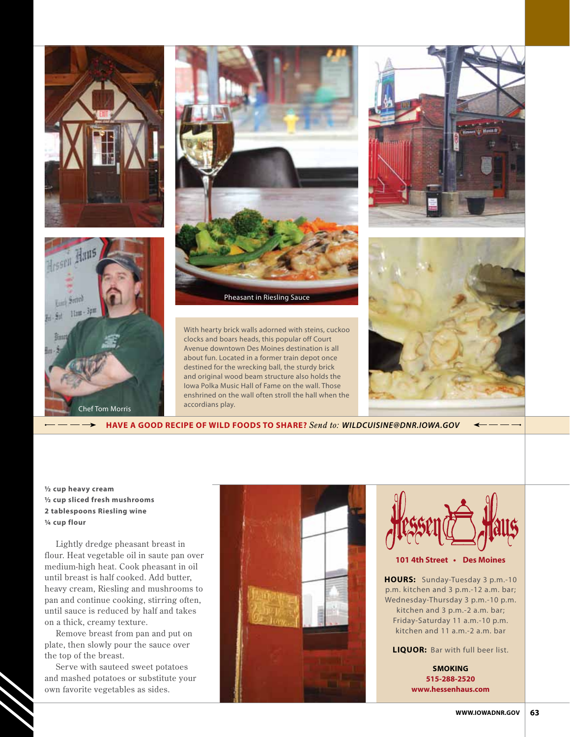Pheasant in Riesling Sauce

Chef Tom Morris

With hearty brick walls adorned with steins, cuckoo clocks and boars heads, this popular off Court Avenue downtown Des Moines destination is all about fun. Located in a former train depot once destined for the wrecking ball, the sturdy brick and original wood beam structure also holds the Iowa Polka Music Hall of Fame on the wall. Those enshrined on the wall often stroll the hall when the accordians play.

**HAVE A GOOD RECIPE OF WILD FOODS TO SHARE?** *Send to:* ***WILDCUISINE@DNR.IOWA.GOV***

**½ cup heavy cream**
**½ cup sliced fresh mushrooms**
**2 tablespoons Riesling wine**
**¼ cup flour**

Lightly dredge pheasant breast in flour. Heat vegetable oil in saute pan over medium-high heat. Cook pheasant in oil until breast is half cooked. Add butter, heavy cream, Riesling and mushrooms to pan and continue cooking, stirring often, until sauce is reduced by half and takes on a thick, creamy texture.

Remove breast from pan and put on plate, then slowly pour the sauce over the top of the breast.

Serve with sauteed sweet potatoes and mashed potatoes or substitute your own favorite vegetables as sides.

## Hessen Haus

**101 4th Street • Des Moines**

**HOURS:** Sunday-Tuesday 3 p.m.-10 p.m. kitchen and 3 p.m.-12 a.m. bar; Wednesday-Thursday 3 p.m.-10 p.m. kitchen and 3 p.m.-2 a.m. bar; Friday-Saturday 11 a.m.-10 p.m. kitchen and 11 a.m.-2 a.m. bar

**LIQUOR:** Bar with full beer list.

**SMOKING**

**515-288-2520**

**www.hessenhaus.com**